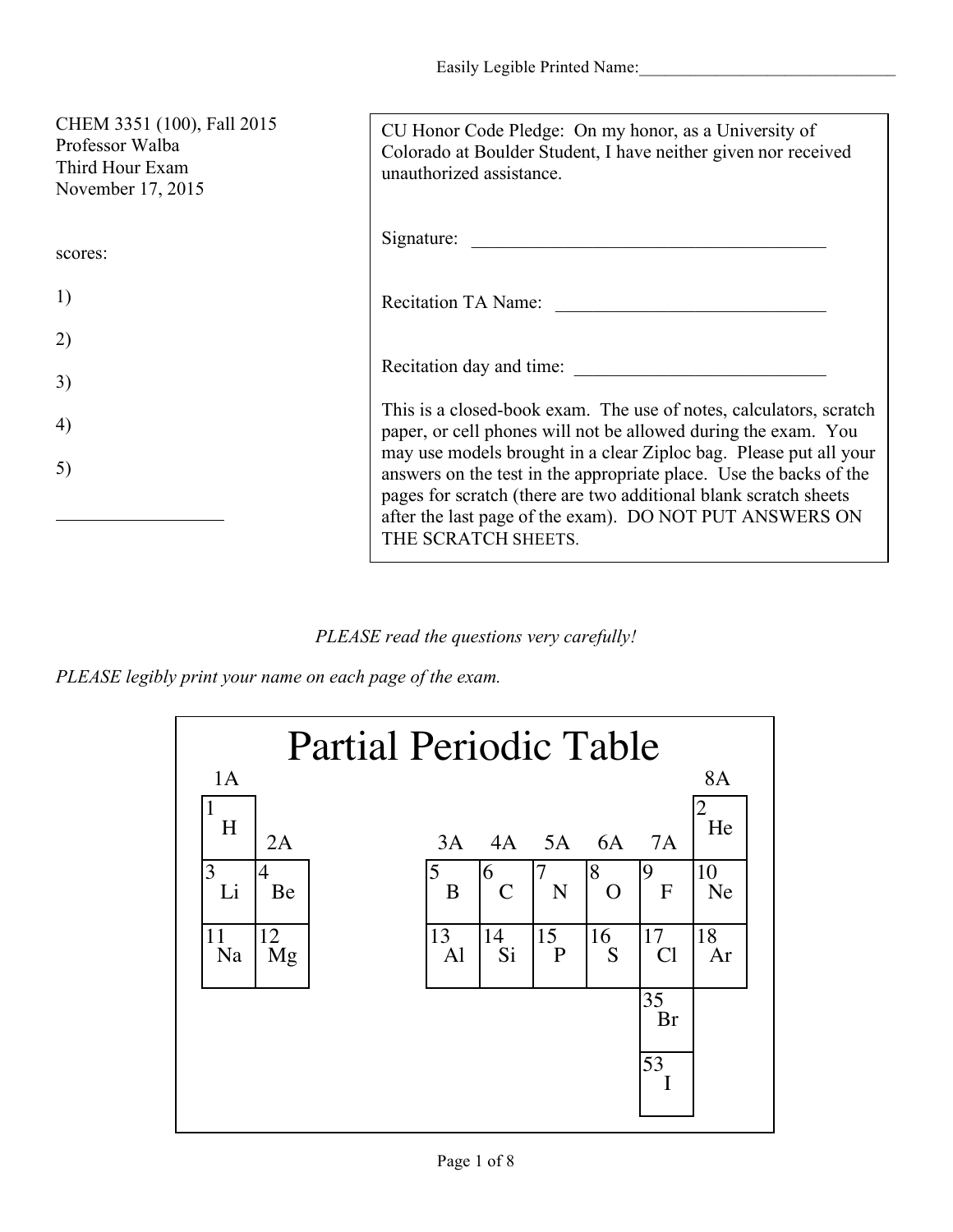Easily Legible Printed Name:_______________________________

CHEM 3351 (100), Fall 2015
Professor Walba
Third Hour Exam
November 17, 2015

scores:

1)

2)

3)

4)

5)

__________________

CU Honor Code Pledge: On my honor, as a University of Colorado at Boulder Student, I have neither given nor received unauthorized assistance.

Signature: ________________________________________

Recitation TA Name: ______________________________

Recitation day and time: ____________________________

This is a closed-book exam. The use of notes, calculators, scratch paper, or cell phones will not be allowed during the exam. You may use models brought in a clear Ziploc bag. Please put all your answers on the test in the appropriate place. Use the backs of the pages for scratch (there are two additional blank scratch sheets after the last page of the exam). DO NOT PUT ANSWERS ON THE SCRATCH SHEETS.

*PLEASE read the questions very carefully!*

*PLEASE legibly print your name on each page of the exam.*

# Partial Periodic Table

| 1A | | | | | | | 8A |
|---|---|---|---|---|---|---|---|
| 1 H | 2A | 3A | 4A | 5A | 6A | 7A | 2 He |
| 3 Li | 4 Be | 5 B | 6 C | 7 N | 8 O | 9 F | 10 Ne |
| 11 Na | 12 Mg | 13 Al | 14 Si | 15 P | 16 S | 17 Cl | 18 Ar |
| | | | | | | 35 Br | |
| | | | | | | 53 I | |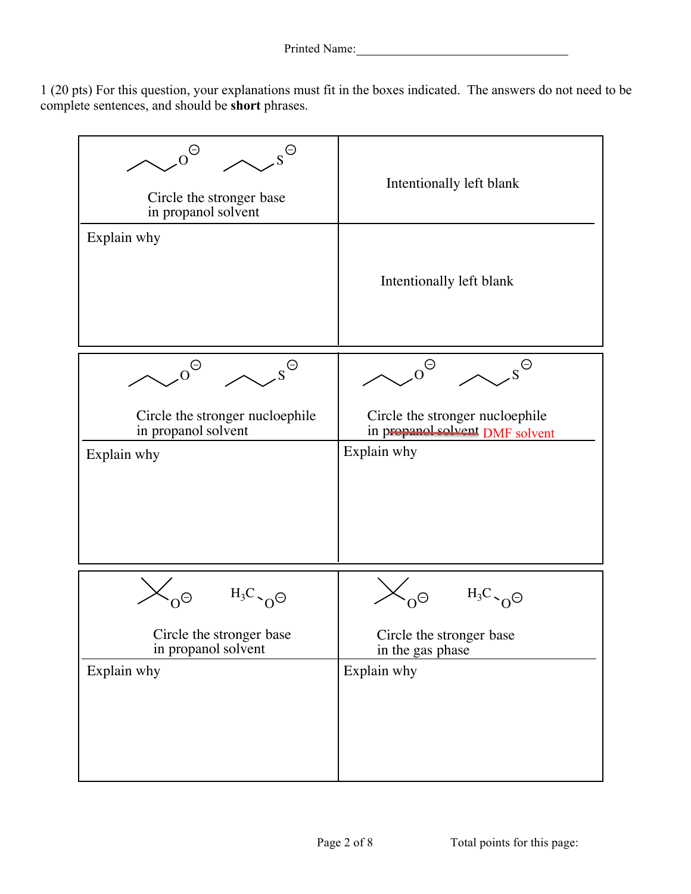Printed Name:\_\_\_\_\_\_\_\_\_\_\_\_\_\_\_\_\_\_\_\_\_\_\_\_\_\_\_\_\_\_\_\_\_\_

1 (20 pts) For this question, your explanations must fit in the boxes indicated. The answers do not need to be complete sentences, and should be **short** phrases.

| | |
|---|---|
| $CH_3CH_2CH_2O^{-}$ $CH_3CH_2CH_2S^{-}$ <br> Circle the stronger base in propanol solvent | Intentionally left blank |
| Explain why | Intentionally left blank |

| | |
|---|---|
| $CH_3CH_2CH_2O^{-}$ $CH_3CH_2CH_2S^{-}$ <br> Circle the stronger nucleophile in propanol solvent | $CH_3CH_2CH_2O^{-}$ $CH_3CH_2CH_2S^{-}$ <br> Circle the stronger nucleophile in ~~propanol solvent~~ DMF solvent |
| Explain why | Explain why |

| | |
|---|---|
| $(CH_3)_3CO^{-}$ $H_3C{-}O^{-}$ <br> Circle the stronger base in propanol solvent | $(CH_3)_3CO^{-}$ $H_3C{-}O^{-}$ <br> Circle the stronger base in the gas phase |
| Explain why | Explain why |

Total points for this page: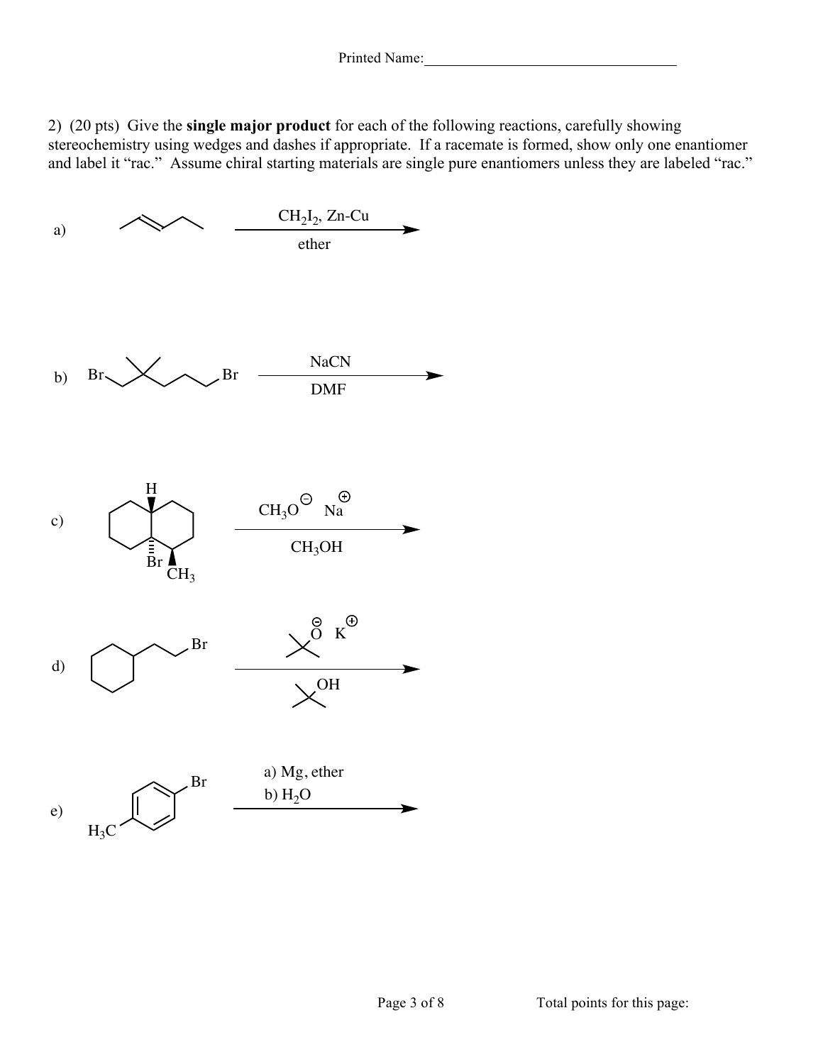Printed Name:\_\_\_\_\_\_\_\_\_\_\_\_\_\_\_\_\_\_\_\_\_\_\_\_\_\_\_\_\_\_\_\_\_\_

2) (20 pts) Give the **single major product** for each of the following reactions, carefully showing stereochemistry using wedges and dashes if appropriate. If a racemate is formed, show only one enantiomer and label it "rac." Assume chiral starting materials are single pure enantiomers unless they are labeled "rac."

a) $\xrightarrow[\text{ether}]{CH_2I_2,\ Zn\text{-}Cu}$

b) Br ... Br $\xrightarrow[\text{DMF}]{NaCN}$

c) H, Br, $CH_3$ $\xrightarrow[CH_3OH]{CH_3O^{\ominus}\ Na^{\oplus}}$

d) Br $\xrightarrow[\text{OH}]{\text{O}^{\ominus}\ K^{\oplus}}$

e) $H_3C$ ... Br $\xrightarrow{\text{a) Mg, ether} \quad \text{b) } H_2O}$

Total points for this page: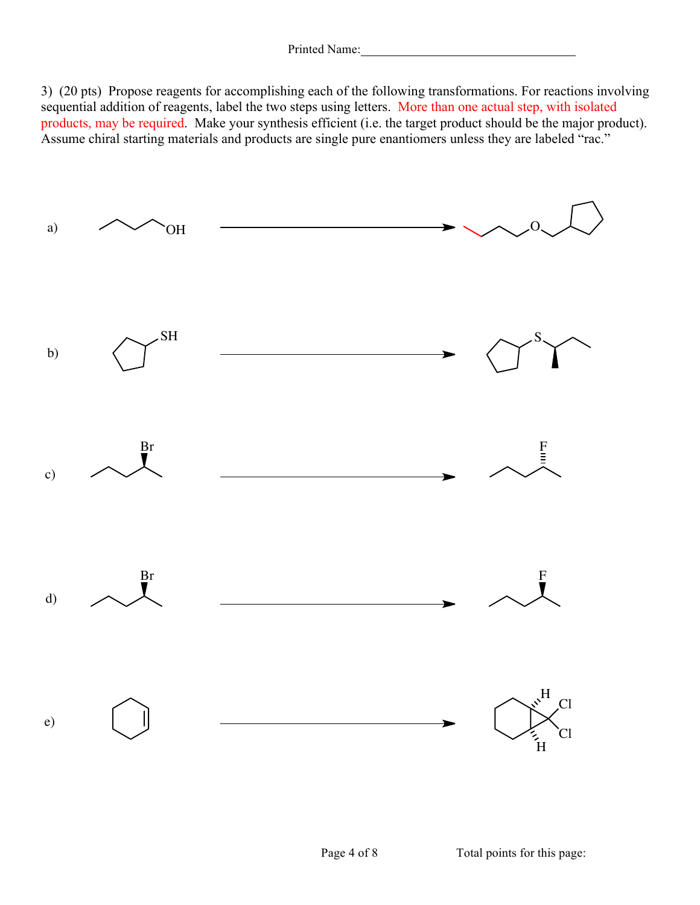Printed Name:___________________________________

3) (20 pts) Propose reagents for accomplishing each of the following transformations. For reactions involving sequential addition of reagents, label the two steps using letters. More than one actual step, with isolated products, may be required. Make your synthesis efficient (i.e. the target product should be the major product). Assume chiral starting materials and products are single pure enantiomers unless they are labeled "rac."

a)

b)

c)

d)

e)

Total points for this page: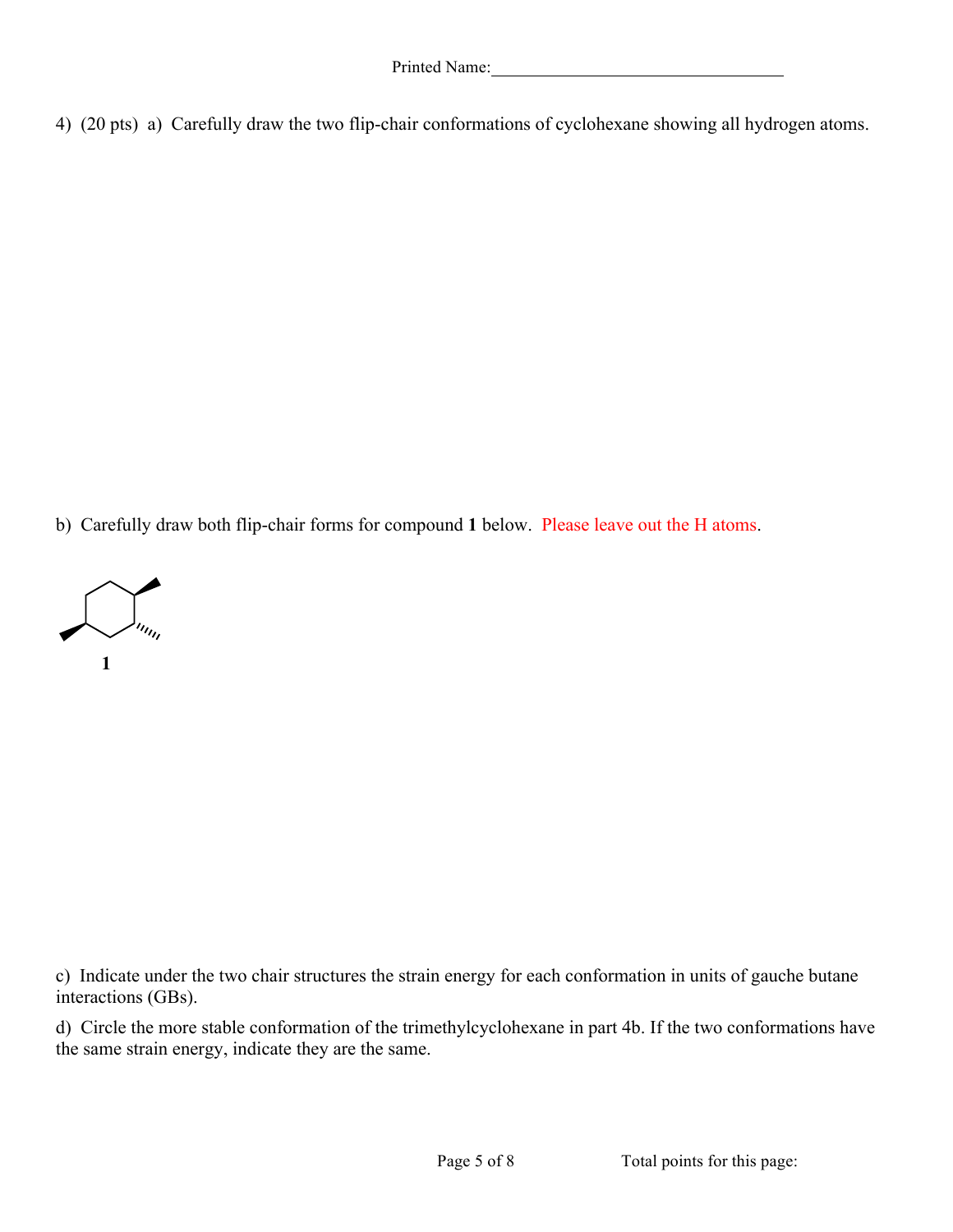Printed Name:\_\_\_\_\_\_\_\_\_\_\_\_\_\_\_\_\_\_\_\_\_\_\_\_\_\_\_\_\_\_\_\_\_\_

4) (20 pts) a) Carefully draw the two flip-chair conformations of cyclohexane showing all hydrogen atoms.

b) Carefully draw both flip-chair forms for compound **1** below. Please leave out the H atoms.

**1**

c) Indicate under the two chair structures the strain energy for each conformation in units of gauche butane interactions (GBs).

d) Circle the more stable conformation of the trimethylcyclohexane in part 4b. If the two conformations have the same strain energy, indicate they are the same.

Total points for this page: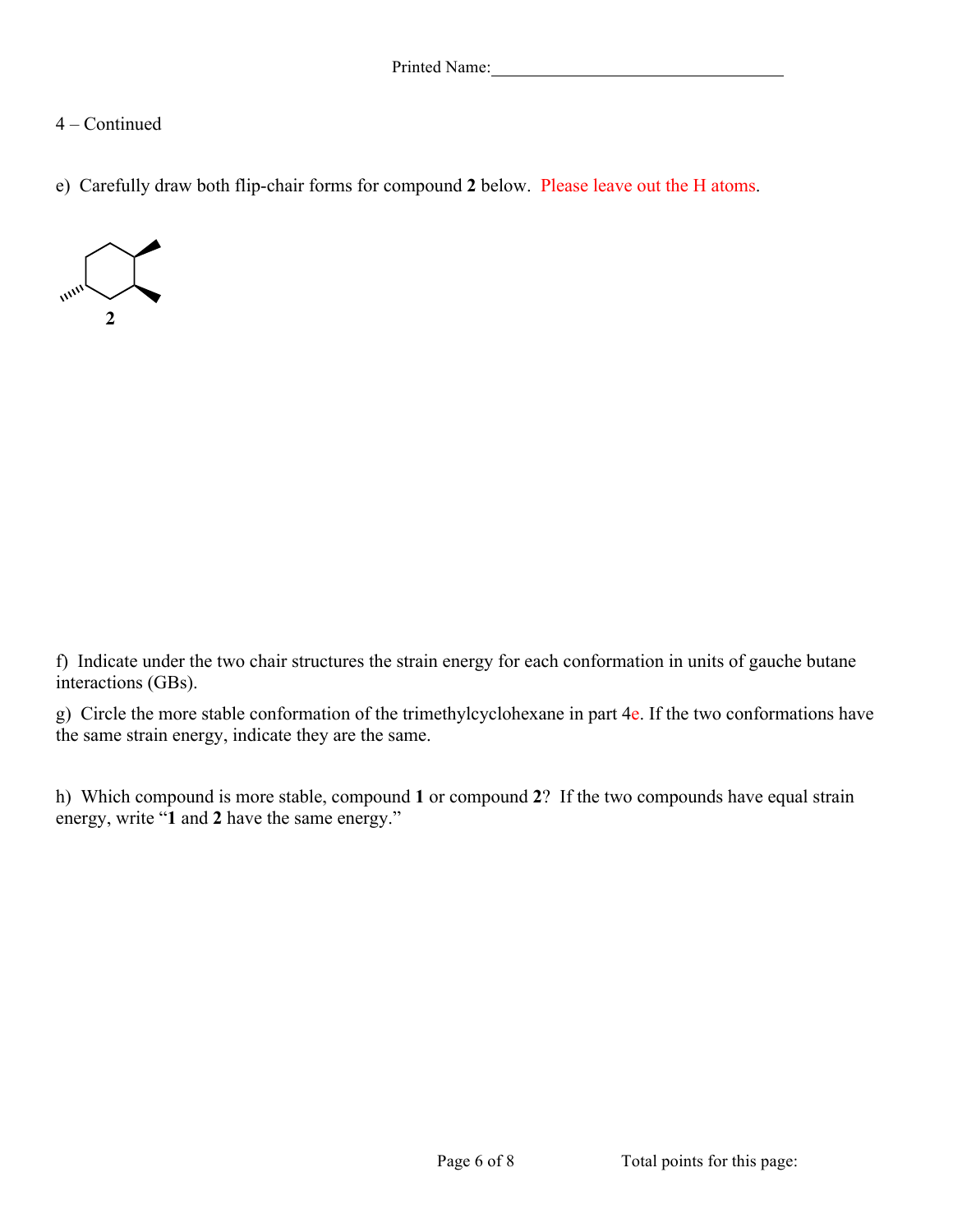4 – Continued

e) Carefully draw both flip-chair forms for compound **2** below. Please leave out the H atoms.

**2**

f) Indicate under the two chair structures the strain energy for each conformation in units of gauche butane interactions (GBs).

g) Circle the more stable conformation of the trimethylcyclohexane in part 4e. If the two conformations have the same strain energy, indicate they are the same.

h) Which compound is more stable, compound **1** or compound **2**? If the two compounds have equal strain energy, write "**1** and **2** have the same energy."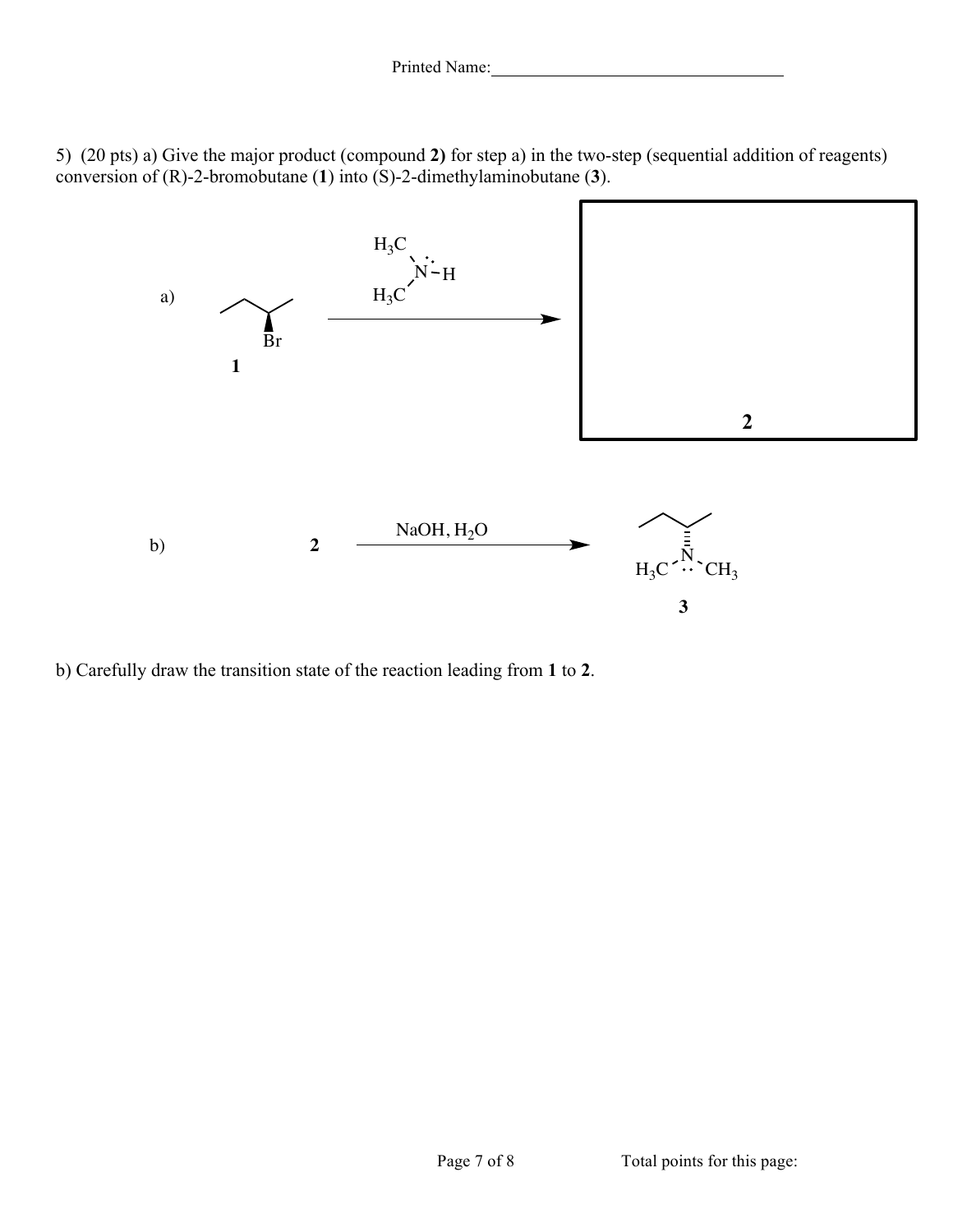Printed Name:___________________________________

5) (20 pts) a) Give the major product (compound **2)** for step a) in the two-step (sequential addition of reagents) conversion of (R)-2-bromobutane (**1**) into (S)-2-dimethylaminobutane (**3**).

a) **1** (Br) —[$H_3C$–N(H)–$CH_3$]→ **2**

b) **2** —[NaOH, $H_2O$]→ **3** (N, $H_3C$, $CH_3$)

b) Carefully draw the transition state of the reaction leading from **1** to **2**.

Total points for this page: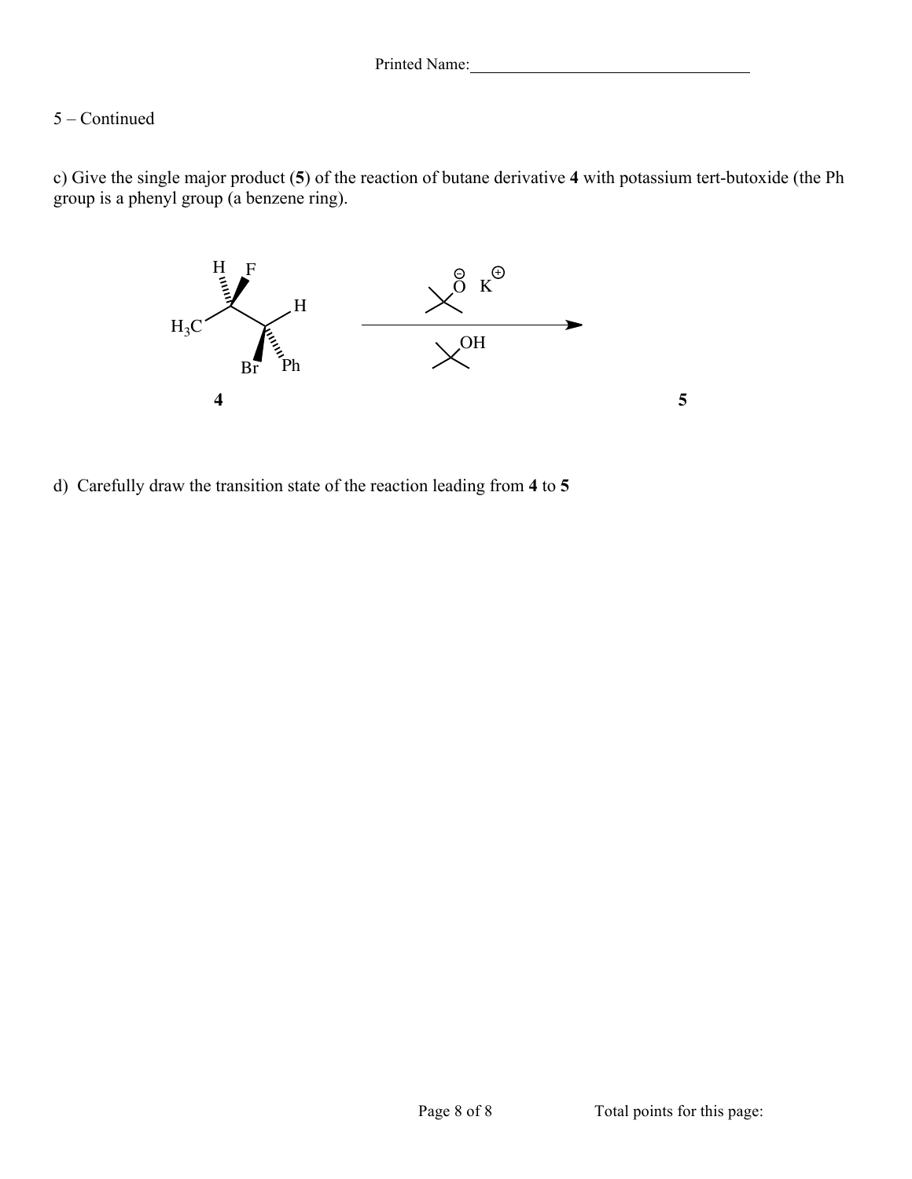5 – Continued

c) Give the single major product (**5**) of the reaction of butane derivative **4** with potassium tert-butoxide (the Ph group is a phenyl group (a benzene ring).

H F

H

$H_3C$

Br Ph

**4**

$O^{\ominus}$ $K^{\oplus}$

OH

**5**

d) Carefully draw the transition state of the reaction leading from **4** to **5**